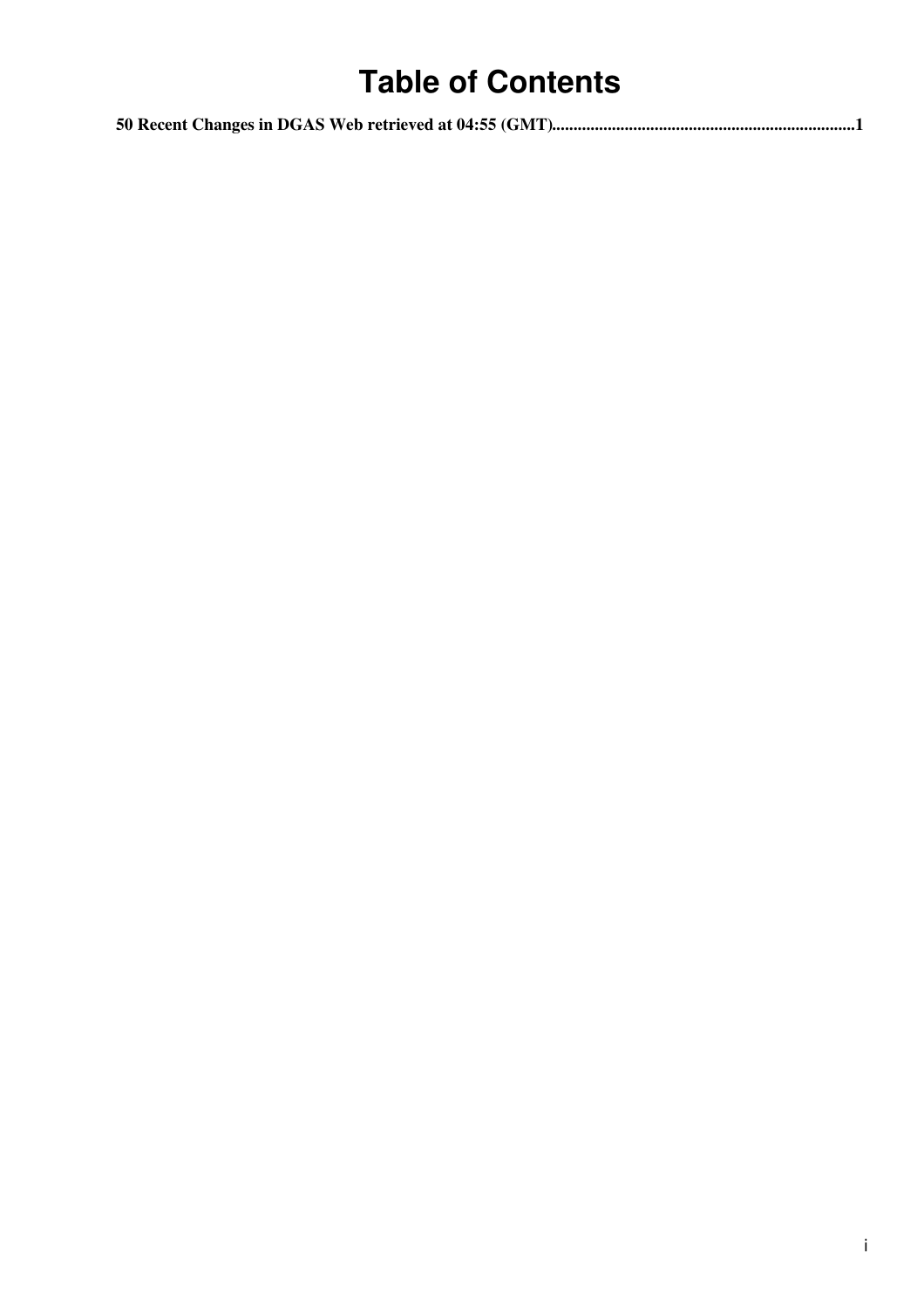# Table of Contents

**50 Recent Changes in DGAS Web retrieved at 04:55 (GMT)........................................................................1**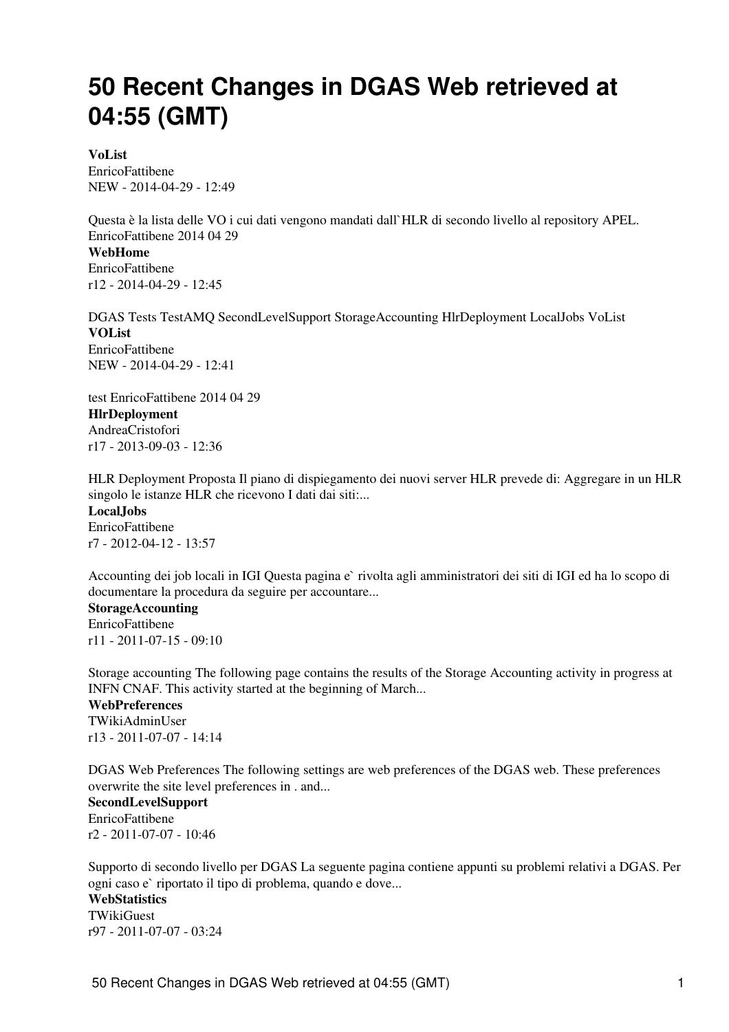# 50 Recent Changes in DGAS Web retrieved at 04:55 (GMT)

**VoList**
EnricoFattibene
NEW - 2014-04-29 - 12:49

Questa è la lista delle VO i cui dati vengono mandati dall`HLR di secondo livello al repository APEL. EnricoFattibene 2014 04 29

**WebHome**
EnricoFattibene
r12 - 2014-04-29 - 12:45

DGAS Tests TestAMQ SecondLevelSupport StorageAccounting HlrDeployment LocalJobs VoList

**VOList**
EnricoFattibene
NEW - 2014-04-29 - 12:41

test EnricoFattibene 2014 04 29

**HlrDeployment**
AndreaCristofori
r17 - 2013-09-03 - 12:36

HLR Deployment Proposta Il piano di dispiegamento dei nuovi server HLR prevede di: Aggregare in un HLR singolo le istanze HLR che ricevono I dati dai siti:...

**LocalJobs**
EnricoFattibene
r7 - 2012-04-12 - 13:57

Accounting dei job locali in IGI Questa pagina e` rivolta agli amministratori dei siti di IGI ed ha lo scopo di documentare la procedura da seguire per accountare...

**StorageAccounting**
EnricoFattibene
r11 - 2011-07-15 - 09:10

Storage accounting The following page contains the results of the Storage Accounting activity in progress at INFN CNAF. This activity started at the beginning of March...

**WebPreferences**
TWikiAdminUser
r13 - 2011-07-07 - 14:14

DGAS Web Preferences The following settings are web preferences of the DGAS web. These preferences overwrite the site level preferences in . and...

**SecondLevelSupport**
EnricoFattibene
r2 - 2011-07-07 - 10:46

Supporto di secondo livello per DGAS La seguente pagina contiene appunti su problemi relativi a DGAS. Per ogni caso e` riportato il tipo di problema, quando e dove...

**WebStatistics**
TWikiGuest
r97 - 2011-07-07 - 03:24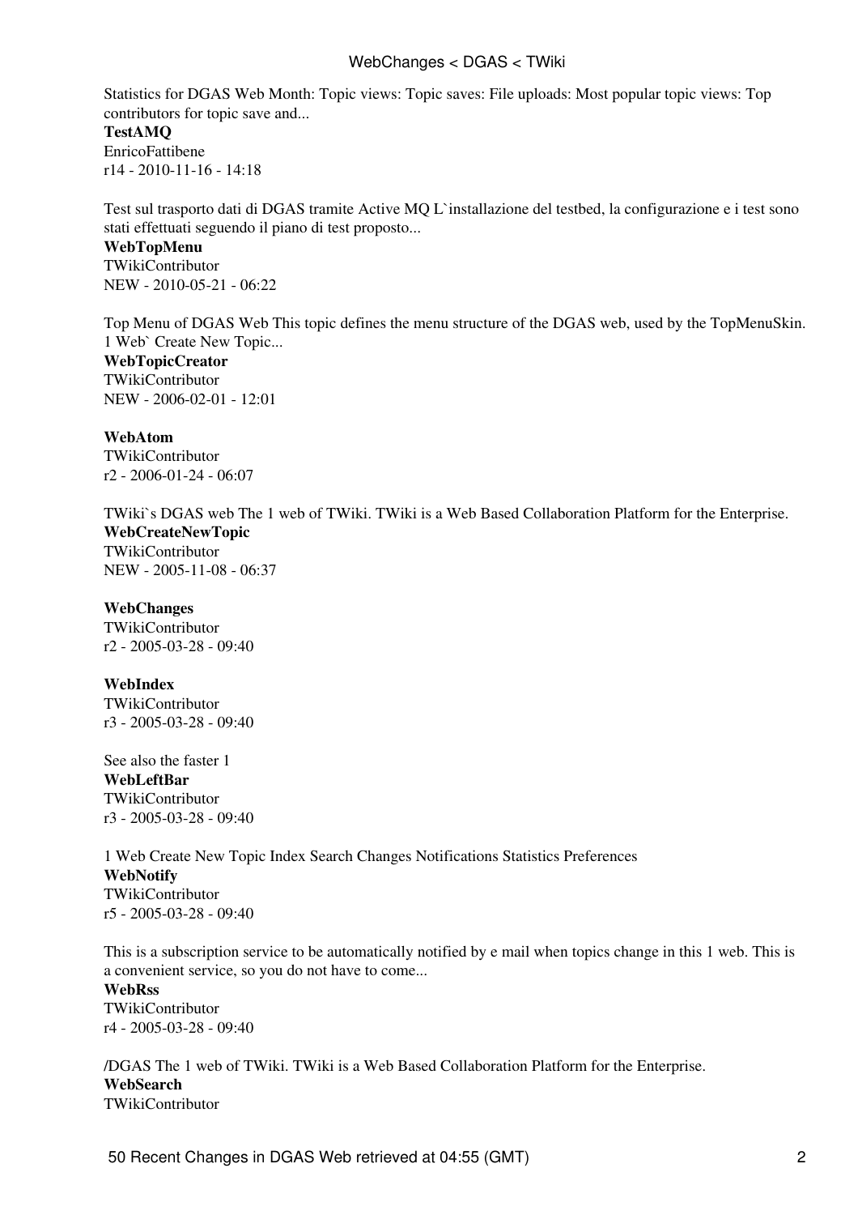Statistics for DGAS Web Month: Topic views: Topic saves: File uploads: Most popular topic views: Top contributors for topic save and...

**TestAMQ**
EnricoFattibene
r14 - 2010-11-16 - 14:18

Test sul trasporto dati di DGAS tramite Active MQ L`installazione del testbed, la configurazione e i test sono stati effettuati seguendo il piano di test proposto...

**WebTopMenu**
TWikiContributor
NEW - 2010-05-21 - 06:22

Top Menu of DGAS Web This topic defines the menu structure of the DGAS web, used by the TopMenuSkin. 1 Web` Create New Topic...

**WebTopicCreator**
TWikiContributor
NEW - 2006-02-01 - 12:01

**WebAtom**
TWikiContributor
r2 - 2006-01-24 - 06:07

TWiki`s DGAS web The 1 web of TWiki. TWiki is a Web Based Collaboration Platform for the Enterprise.

**WebCreateNewTopic**
TWikiContributor
NEW - 2005-11-08 - 06:37

**WebChanges**
TWikiContributor
r2 - 2005-03-28 - 09:40

**WebIndex**
TWikiContributor
r3 - 2005-03-28 - 09:40

See also the faster 1

**WebLeftBar**
TWikiContributor
r3 - 2005-03-28 - 09:40

1 Web Create New Topic Index Search Changes Notifications Statistics Preferences

**WebNotify**
TWikiContributor
r5 - 2005-03-28 - 09:40

This is a subscription service to be automatically notified by e mail when topics change in this 1 web. This is a convenient service, so you do not have to come...

**WebRss**
TWikiContributor
r4 - 2005-03-28 - 09:40

/DGAS The 1 web of TWiki. TWiki is a Web Based Collaboration Platform for the Enterprise.

**WebSearch**
TWikiContributor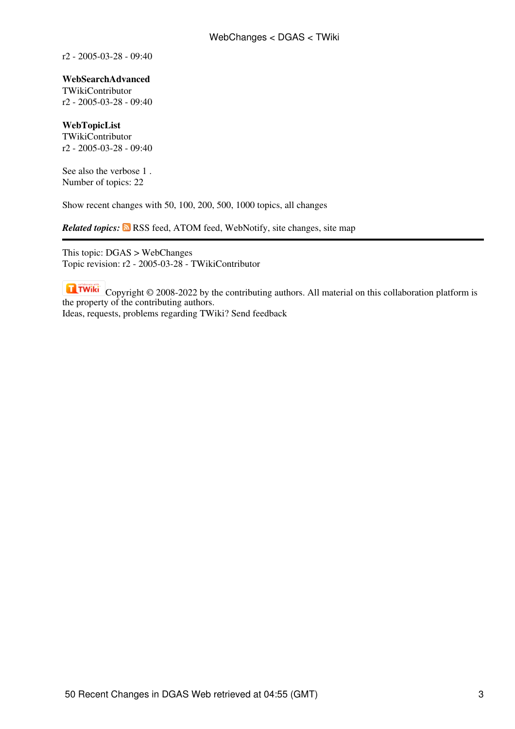r2 - 2005-03-28 - 09:40

**WebSearchAdvanced**
TWikiContributor
r2 - 2005-03-28 - 09:40

**WebTopicList**
TWikiContributor
r2 - 2005-03-28 - 09:40

See also the verbose 1 .
Number of topics: 22

Show recent changes with 50, 100, 200, 500, 1000 topics, all changes

***Related topics:*** RSS feed, ATOM feed, WebNotify, site changes, site map

---

This topic: DGAS > WebChanges
Topic revision: r2 - 2005-03-28 - TWikiContributor

Copyright © 2008-2022 by the contributing authors. All material on this collaboration platform is the property of the contributing authors.
Ideas, requests, problems regarding TWiki? Send feedback